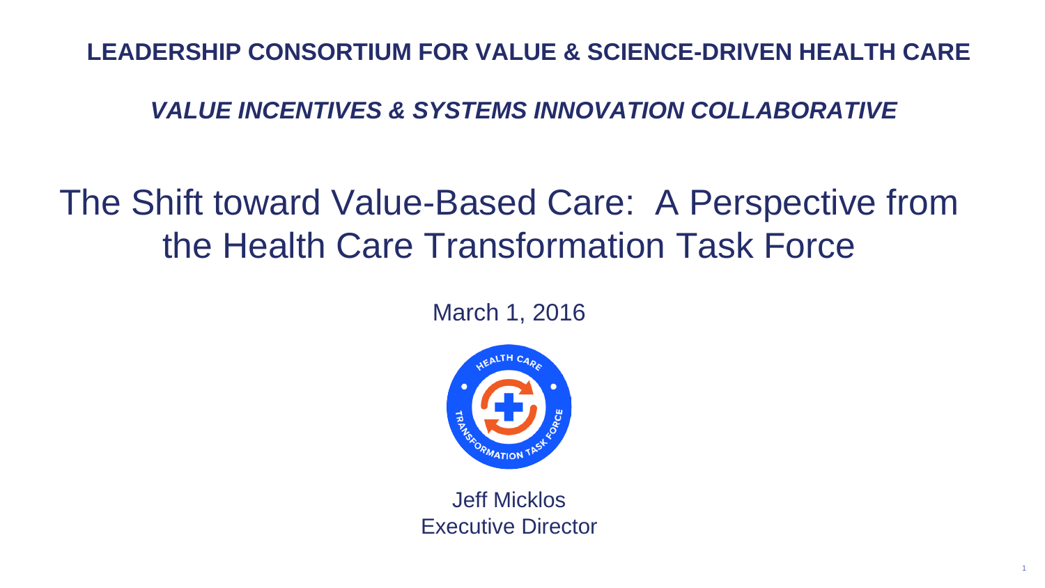**LEADERSHIP CONSORTIUM FOR VALUE & SCIENCE-DRIVEN HEALTH CARE**

***VALUE INCENTIVES & SYSTEMS INNOVATION COLLABORATIVE***

# The Shift toward Value-Based Care: A Perspective from the Health Care Transformation Task Force

March 1, 2016

Jeff Micklos
Executive Director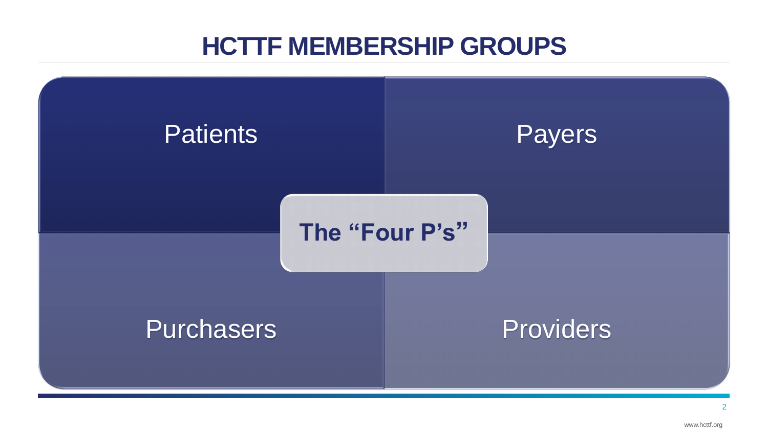# HCTTF MEMBERSHIP GROUPS

**The "Four P's"**

- Patients
- Payers
- Purchasers
- Providers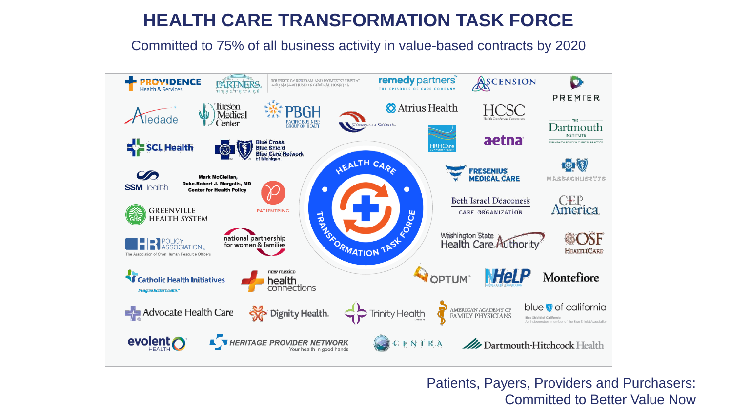# HEALTH CARE TRANSFORMATION TASK FORCE

Committed to 75% of all business activity in value-based contracts by 2020

- Providence Health & Services
- Partners HealthCare (Founded by Brigham and Women's Hospital and Massachusetts General Hospital)
- remedy partners (The Episodes of Care Company)
- Ascension
- Premier
- Aledade
- Tucson Medical Center
- PBGH (Pacific Business Group on Health)
- Community Catalyst
- Atrius Health
- HCSC (Health Care Service Corporation)
- HRHCare Community Health
- aetna
- The Dartmouth Institute (For Health Policy & Clinical Practice)
- SCL Health
- Blue Cross Blue Shield Blue Care Network of Michigan
- Mark McClellan, Duke-Robert J. Margolis, MD Center for Health Policy
- Fresenius Medical Care
- Blue Cross Blue Shield Massachusetts
- SSM Health
- PatientPing
- Beth Israel Deaconess Care Organization
- CEP America
- Greenville Health System
- HR Policy Association (The Association of Chief Human Resource Officers)
- National Partnership for Women & Families
- Washington State Health Care Authority
- OSF HealthCare
- Catholic Health Initiatives (Imagine better health.)
- New Mexico Health Connections
- Optum
- NHeLP
- Montefiore
- Advocate Health Care
- Dignity Health
- Trinity Health
- American Academy of Family Physicians
- Blue Shield of California (An independent member of the Blue Shield Association)
- evolent health
- Heritage Provider Network (Your health in good hands)
- Centra
- Dartmouth-Hitchcock Health

Patients, Payers, Providers and Purchasers: Committed to Better Value Now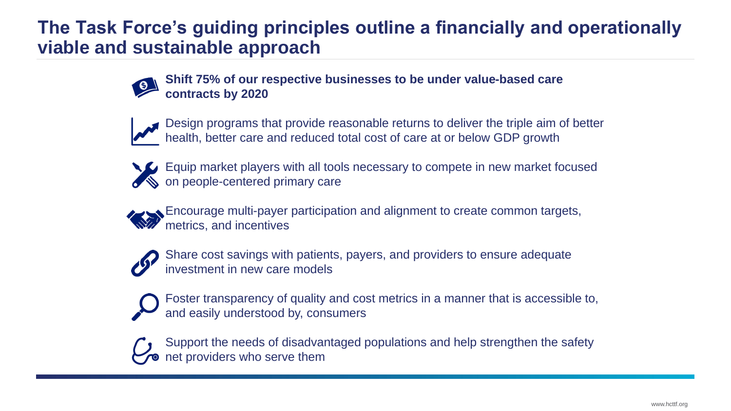# The Task Force's guiding principles outline a financially and operationally viable and sustainable approach

- **Shift 75% of our respective businesses to be under value-based care contracts by 2020**
- Design programs that provide reasonable returns to deliver the triple aim of better health, better care and reduced total cost of care at or below GDP growth
- Equip market players with all tools necessary to compete in new market focused on people-centered primary care
- Encourage multi-payer participation and alignment to create common targets, metrics, and incentives
- Share cost savings with patients, payers, and providers to ensure adequate investment in new care models
- Foster transparency of quality and cost metrics in a manner that is accessible to, and easily understood by, consumers
- Support the needs of disadvantaged populations and help strengthen the safety net providers who serve them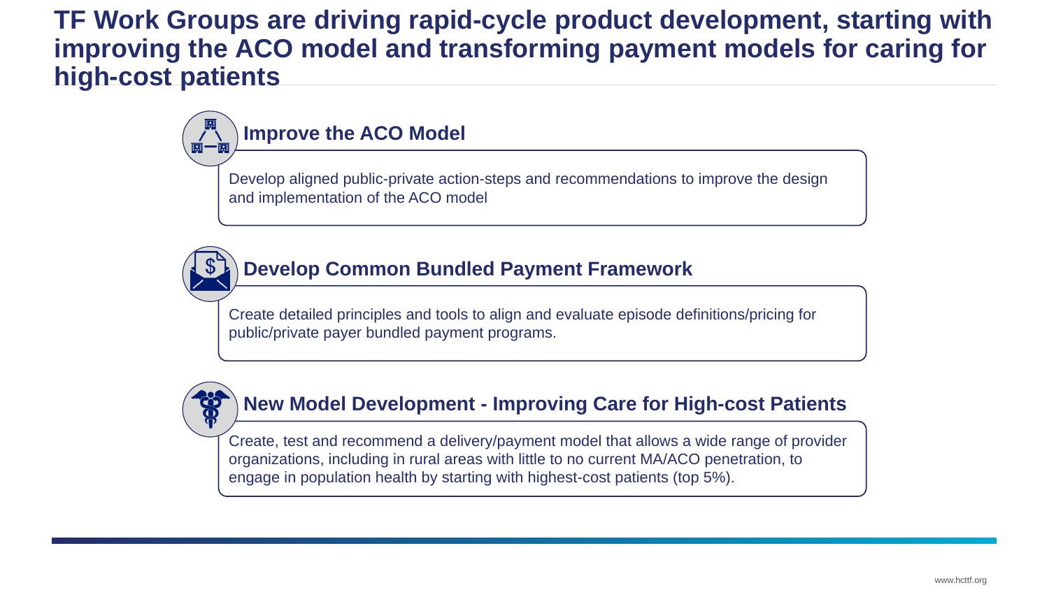# TF Work Groups are driving rapid-cycle product development, starting with improving the ACO model and transforming payment models for caring for high-cost patients

## Improve the ACO Model

Develop aligned public-private action-steps and recommendations to improve the design and implementation of the ACO model

## Develop Common Bundled Payment Framework

Create detailed principles and tools to align and evaluate episode definitions/pricing for public/private payer bundled payment programs.

## New Model Development - Improving Care for High-cost Patients

Create, test and recommend a delivery/payment model that allows a wide range of provider organizations, including in rural areas with little to no current MA/ACO penetration, to engage in population health by starting with highest-cost patients (top 5%).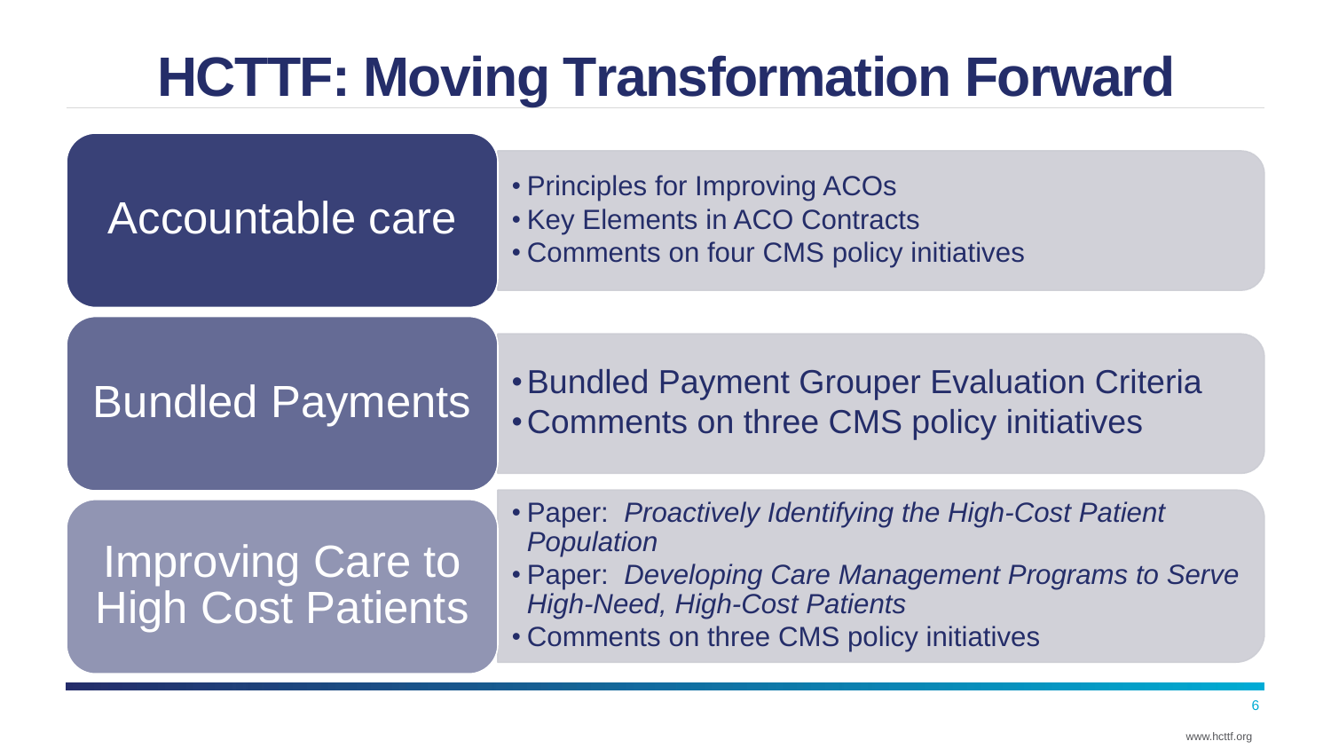# HCTTF: Moving Transformation Forward

## Accountable care

- Principles for Improving ACOs
- Key Elements in ACO Contracts
- Comments on four CMS policy initiatives

## Bundled Payments

- Bundled Payment Grouper Evaluation Criteria
- Comments on three CMS policy initiatives

## Improving Care to High Cost Patients

- Paper: *Proactively Identifying the High-Cost Patient Population*
- Paper: *Developing Care Management Programs to Serve High-Need, High-Cost Patients*
- Comments on three CMS policy initiatives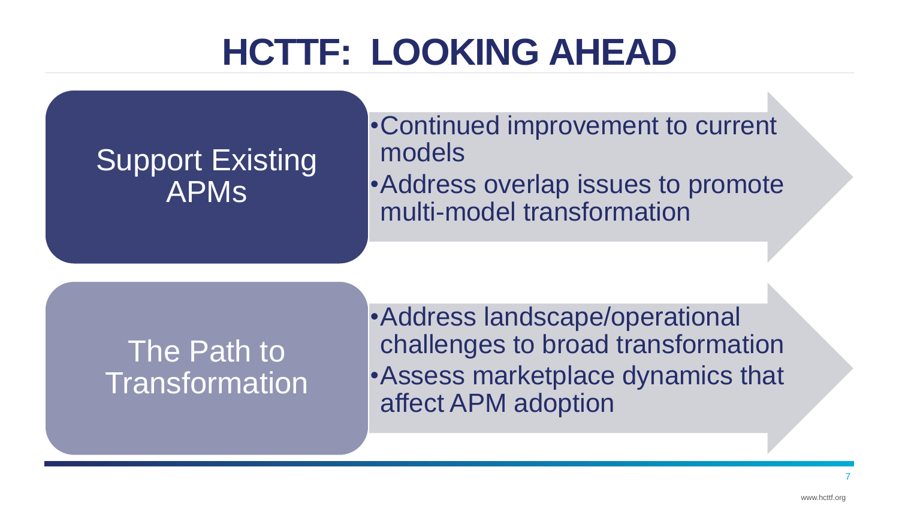# HCTTF: LOOKING AHEAD

## Support Existing APMs

- Continued improvement to current models
- Address overlap issues to promote multi-model transformation

## The Path to Transformation

- Address landscape/operational challenges to broad transformation
- Assess marketplace dynamics that affect APM adoption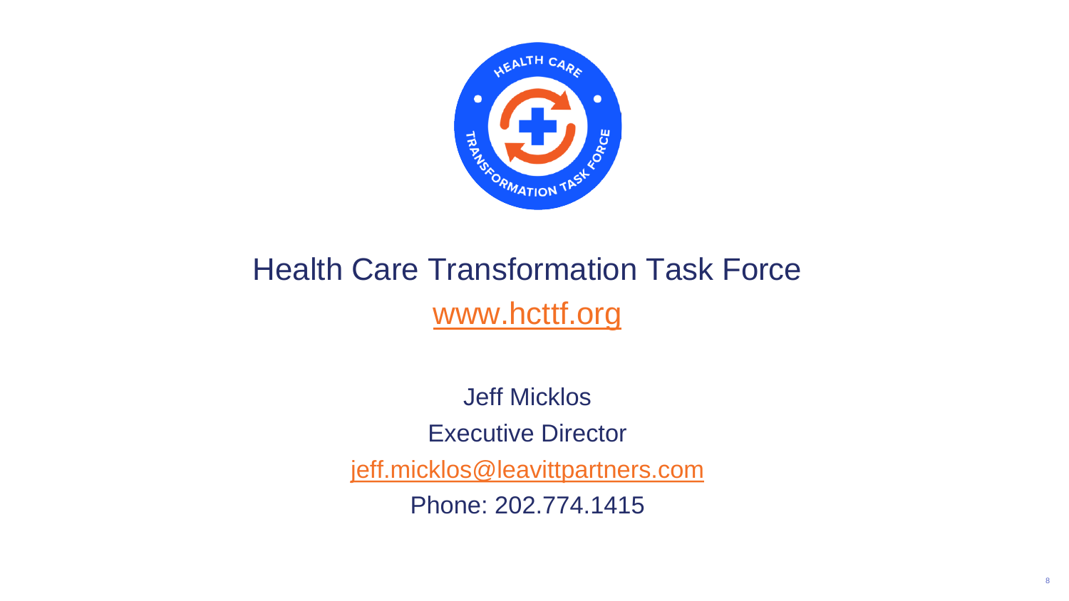# Health Care Transformation Task Force

[www.hcttf.org](http://www.hcttf.org)

Jeff Micklos

Executive Director

[jeff.micklos@leavittpartners.com](mailto:jeff.micklos@leavittpartners.com)

Phone: 202.774.1415